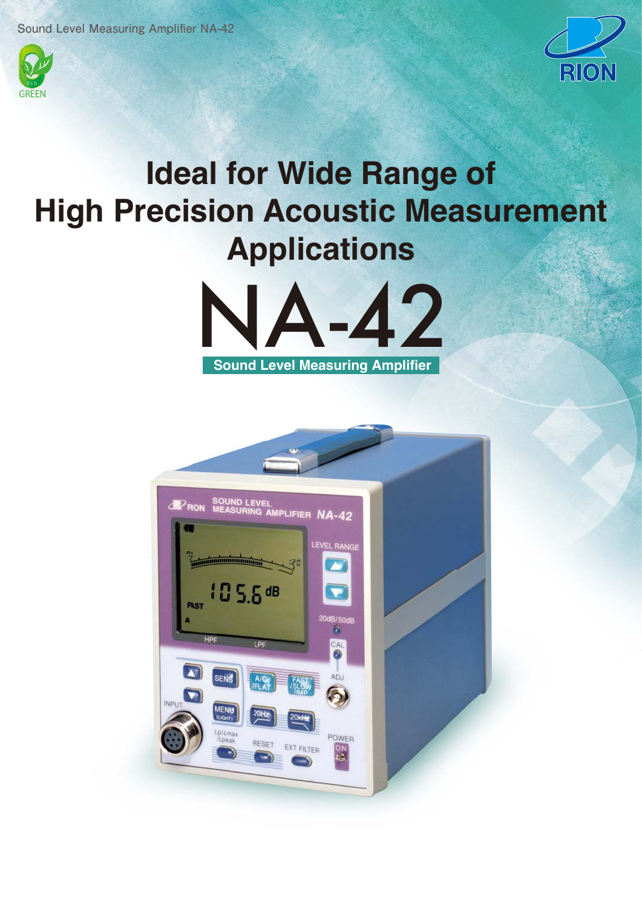# Ideal for Wide Range of High Precision Acoustic Measurement Applications

# NA-42

**Sound Level Measuring Amplifier**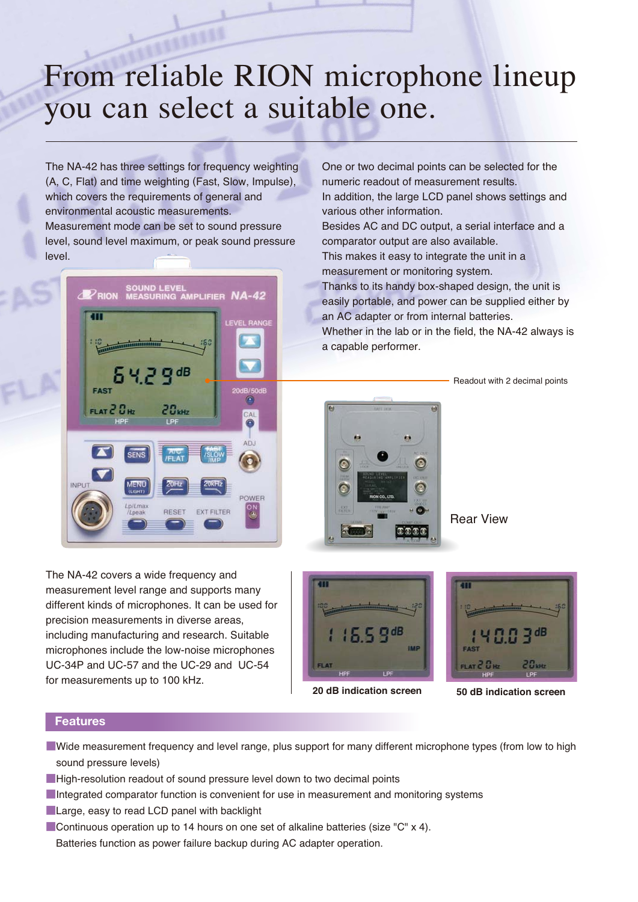# From reliable RION microphone lineup you can select a suitable one.

The NA-42 has three settings for frequency weighting (A, C, Flat) and time weighting (Fast, Slow, Impulse), which covers the requirements of general and environmental acoustic measurements.
Measurement mode can be set to sound pressure level, sound level maximum, or peak sound pressure level.

One or two decimal points can be selected for the numeric readout of measurement results.
In addition, the large LCD panel shows settings and various other information.
Besides AC and DC output, a serial interface and a comparator output are also available.
This makes it easy to integrate the unit in a measurement or monitoring system.
Thanks to its handy box-shaped design, the unit is easily portable, and power can be supplied either by an AC adapter or from internal batteries.
Whether in the lab or in the field, the NA-42 always is a capable performer.

Readout with 2 decimal points

Rear View

The NA-42 covers a wide frequency and measurement level range and supports many different kinds of microphones. It can be used for precision measurements in diverse areas, including manufacturing and research. Suitable microphones include the low-noise microphones UC-34P and UC-57 and the UC-29 and UC-54 for measurements up to 100 kHz.

20 dB indication screen

50 dB indication screen

## Features

- Wide measurement frequency and level range, plus support for many different microphone types (from low to high sound pressure levels)
- High-resolution readout of sound pressure level down to two decimal points
- Integrated comparator function is convenient for use in measurement and monitoring systems
- Large, easy to read LCD panel with backlight
- Continuous operation up to 14 hours on one set of alkaline batteries (size "C" x 4).
  Batteries function as power failure backup during AC adapter operation.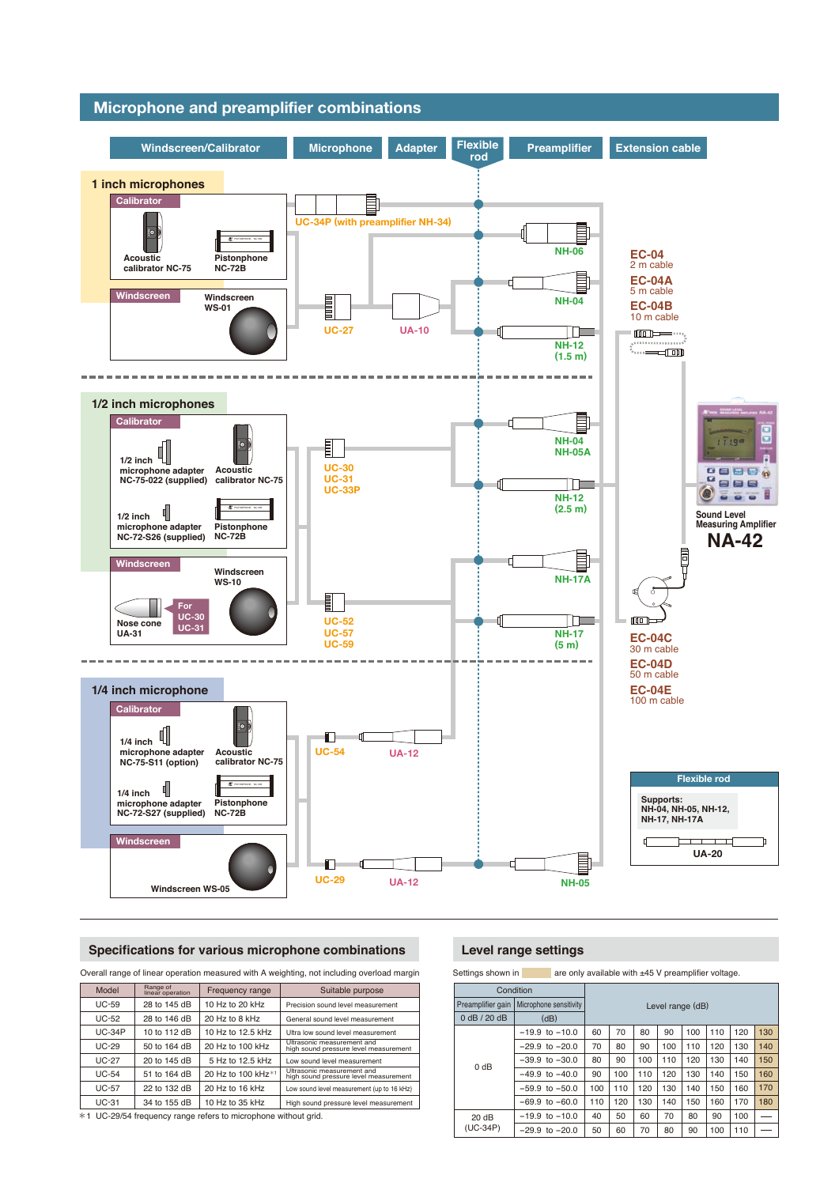## Microphone and preamplifier combinations

Windscreen/Calibrator | Microphone | Adapter | Flexible rod | Preamplifier | Extension cable

### 1 inch microphones

**Calibrator**

Acoustic calibrator NC-75

Pistonphone NC-72B

**Windscreen**

Windscreen WS-01

UC-34P (with preamplifier NH-34)

UC-27

UA-10

NH-06

NH-04

NH-12 (1.5 m)

EC-04
2 m cable

EC-04A
5 m cable

EC-04B
10 m cable

### 1/2 inch microphones

**Calibrator**

1/2 inch microphone adapter NC-75-022 (supplied)

Acoustic calibrator NC-75

1/2 inch microphone adapter NC-72-S26 (supplied)

Pistonphone NC-72B

**Windscreen**

Windscreen WS-10

Nose cone UA-31

For UC-30 UC-31

UC-30
UC-31
UC-33P

NH-04
NH-05A

NH-12 (2.5 m)

UC-52
UC-57
UC-59

NH-17A

NH-17 (5 m)

Sound Level Measuring Amplifier

**NA-42**

EC-04C
30 m cable

EC-04D
50 m cable

EC-04E
100 m cable

### 1/4 inch microphone

**Calibrator**

1/4 inch microphone adapter NC-75-S11 (option)

Acoustic calibrator NC-75

1/4 inch microphone adapter NC-72-S27 (supplied)

Pistonphone NC-72B

**Windscreen**

Windscreen WS-05

UC-54

UA-12

UC-29

UA-12

NH-05

**Flexible rod**

Supports:
NH-04, NH-05, NH-12, NH-17, NH-17A

UA-20

## Specifications for various microphone combinations

Overall range of linear operation measured with A weighting, not including overload margin

| Model | Range of linear operation | Frequency range | Suitable purpose |
|---|---|---|---|
| UC-59 | 28 to 145 dB | 10 Hz to 20 kHz | Precision sound level measurement |
| UC-52 | 28 to 146 dB | 20 Hz to 8 kHz | General sound level measurement |
| UC-34P | 10 to 112 dB | 10 Hz to 12.5 kHz | Ultra low sound level measurement |
| UC-29 | 50 to 164 dB | 20 Hz to 100 kHz | Ultrasonic measurement and high sound pressure level measurement |
| UC-27 | 20 to 145 dB | 5 Hz to 12.5 kHz | Low sound level measurement |
| UC-54 | 51 to 164 dB | 20 Hz to 100 kHz *1 | Ultrasonic measurement and high sound pressure level measurement |
| UC-57 | 22 to 132 dB | 20 Hz to 16 kHz | Low sound level measurement (up to 16 kHz) |
| UC-31 | 34 to 155 dB | 10 Hz to 35 kHz | High sound pressure level measurement |

*1 UC-29/54 frequency range refers to microphone without grid.

## Level range settings

Settings shown in [shaded] are only available with ±45 V preamplifier voltage.

| Preamplifier gain | Microphone sensitivity (dB) | Level range (dB) | | | | | | | |
|---|---|---|---|---|---|---|---|---|---|
| 0 dB | −19.9 to −10.0 | 60 | 70 | 80 | 90 | 100 | 110 | 120 | 130 |
| | −29.9 to −20.0 | 70 | 80 | 90 | 100 | 110 | 120 | 130 | 140 |
| | −39.9 to −30.0 | 80 | 90 | 100 | 110 | 120 | 130 | 140 | 150 |
| | −49.9 to −40.0 | 90 | 100 | 110 | 120 | 130 | 140 | 150 | 160 |
| | −59.9 to −50.0 | 100 | 110 | 120 | 130 | 140 | 150 | 160 | 170 |
| | −69.9 to −60.0 | 110 | 120 | 130 | 140 | 150 | 160 | 170 | 180 |
| 20 dB (UC-34P) | −19.9 to −10.0 | 40 | 50 | 60 | 70 | 80 | 90 | 100 | — |
| | −29.9 to −20.0 | 50 | 60 | 70 | 80 | 90 | 100 | 110 | — |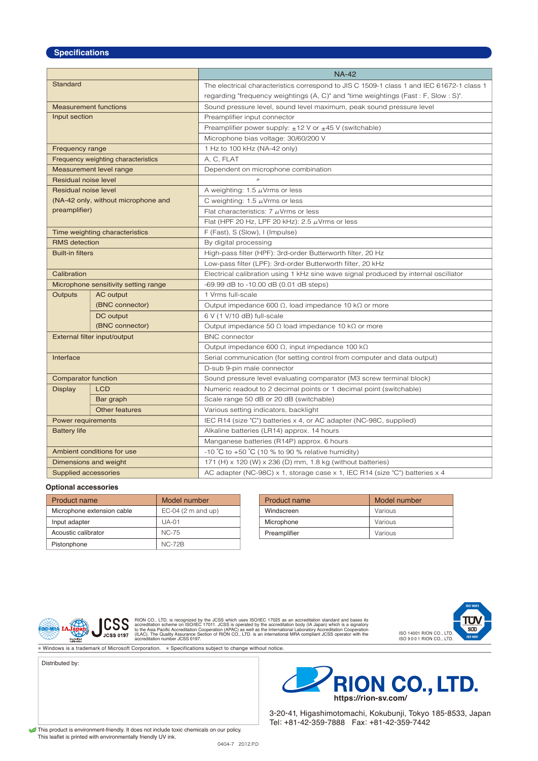## Specifications

| | | NA-42 |
|---|---|---|
| Standard | | The electrical characteristics correspond to JIS C 1509-1 class 1 and IEC 61672-1 class 1 regarding "frequency weightings (A, C)" and "time weightings (Fast : F, Slow : S)". |
| Measurement functions | | Sound pressure level, sound level maximum, peak sound pressure level |
| Input section | | Preamplifier input connector |
| | | Preamplifier power supply: ±12 V or ±45 V (switchable) |
| | | Microphone bias voltage: 30/60/200 V |
| Frequency range | | 1 Hz to 100 kHz (NA-42 only) |
| Frequency weighting characteristics | | A, C, FLAT |
| Measurement level range | | Dependent on microphone combination |
| Residual noise level | | 〃 |
| Residual noise level (NA-42 only, without microphone and preamplifier) | | A weighting: 1.5 $\mu$Vrms or less |
| | | C weighting: 1.5 $\mu$Vrms or less |
| | | Flat characteristics: 7 $\mu$Vrms or less |
| | | Flat (HPF 20 Hz, LPF 20 kHz): 2.5 $\mu$Vrms or less |
| Time weighting characteristics | | F (Fast), S (Slow), I (Impulse) |
| RMS detection | | By digital processing |
| Built-in filters | | High-pass filter (HPF): 3rd-order Butterworth filter, 20 Hz |
| | | Low-pass filter (LPF): 3rd-order Butterworth filter, 20 kHz |
| Calibration | | Electrical calibration using 1 kHz sine wave signal produced by internal oscillator |
| Microphone sensitivity setting range | | -69.99 dB to -10.00 dB (0.01 dB steps) |
| Outputs | AC output (BNC connector) | 1 Vrms full-scale |
| | | Output impedance 600 Ω, load impedance 10 kΩ or more |
| | DC output (BNC connector) | 6 V (1 V/10 dB) full-scale |
| | | Output impedance 50 Ω load impedance 10 kΩ or more |
| External filter input/output | | BNC connector |
| | | Output impedance 600 Ω, input impedance 100 kΩ |
| Interface | | Serial communication (for setting control from computer and data output) |
| | | D-sub 9-pin male connector |
| Comparator function | | Sound pressure level evaluating comparator (M3 screw terminal block) |
| Display | LCD | Numeric readout to 2 decimal points or 1 decimal point (switchable) |
| | Bar graph | Scale range 50 dB or 20 dB (switchable) |
| | Other features | Various setting indicators, backlight |
| Power requirements | | IEC R14 (size "C") batteries x 4, or AC adapter (NC-98C, supplied) |
| Battery life | | Alkaline batteries (LR14) approx. 14 hours |
| | | Manganese batteries (R14P) approx. 6 hours |
| Ambient conditions for use | | -10 ˚C to +50 ˚C (10 % to 90 % relative humidity) |
| Dimensions and weight | | 171 (H) x 120 (W) x 236 (D) mm, 1.8 kg (without batteries) |
| Supplied accessories | | AC adapter (NC-98C) x 1, storage case x 1, IEC R14 (size "C") batteries x 4 |

### Optional accessories

| Product name | Model number |
|---|---|
| Microphone extension cable | EC-04 (2 m and up) |
| Input adapter | UA-01 |
| Acoustic calibrator | NC-75 |
| Pistonphone | NC-72B |

| Product name | Model number |
|---|---|
| Windscreen | Various |
| Microphone | Various |
| Preamplifier | Various |

JCSS 0197

RION CO., LTD. is recognized by the JCSS which uses ISO/IEC 17025 as an accreditation standard and bases its accreditation scheme on ISO/IEC 17011. JCSS is operated by the accreditation body (IA Japan) which is a signatory to the Asia Pacific Accreditation Cooperation (APAC) as well as the International Laboratory Accreditation Cooperation (ILAC). The Quality Assurance Section of RION CO., LTD. is an international MRA compliant JCSS operator with the accreditation number JCSS 0197.

ISO 14001 RION CO., LTD.
ISO 9001 RION CO., LTD.

∗ Windows is a trademark of Microsoft Corporation. ∗ Specifications subject to change without notice.

Distributed by:

**RION CO., LTD.**
https://rion-sv.com/

3-20-41, Higashimotomachi, Kokubunji, Tokyo 185-8533, Japan
Tel: +81-42-359-7888 Fax: +81-42-359-7442

This product is environment-friendly. It does not include toxic chemicals on our policy.
This leaflet is printed with environmentally friendly UV ink.

0404-7 2012.P.D